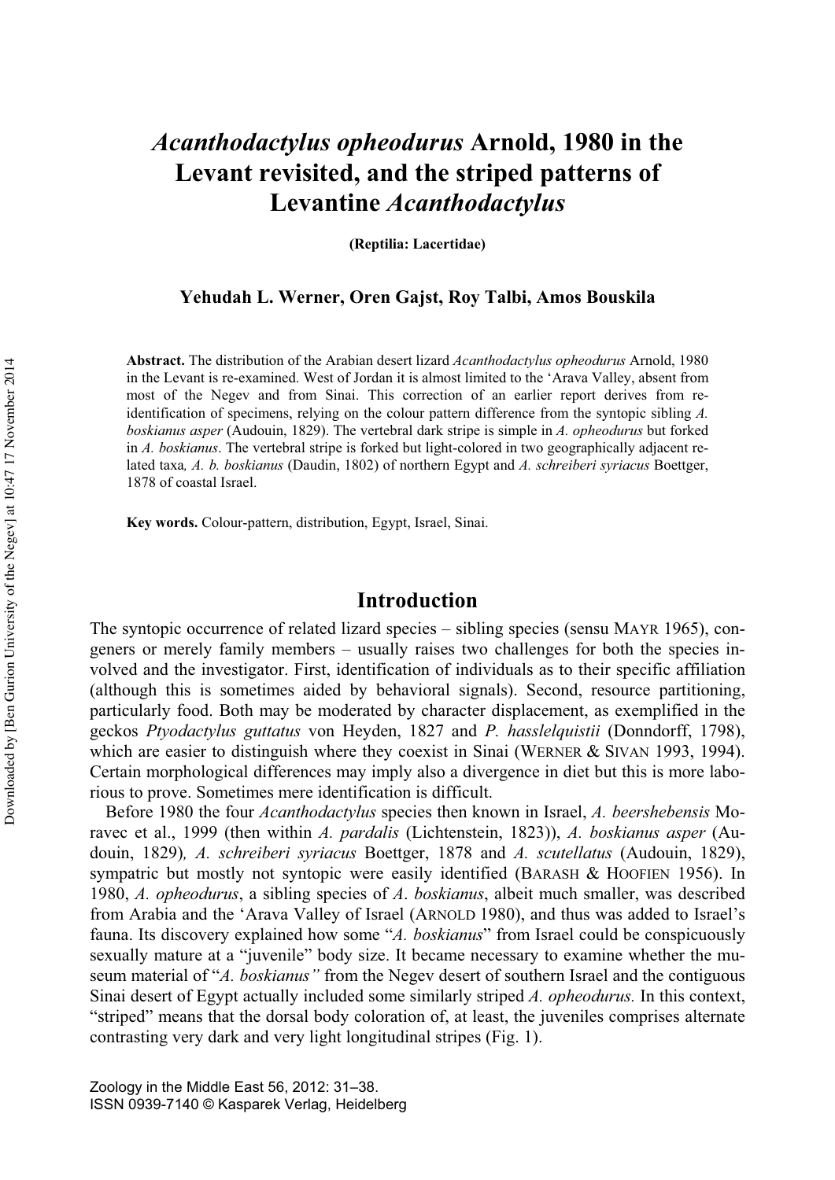# *Acanthodactylus opheodurus* Arnold, 1980 in the Levant revisited, and the striped patterns of Levantine *Acanthodactylus*

**(Reptilia: Lacertidae)**

**Yehudah L. Werner, Oren Gajst, Roy Talbi, Amos Bouskila**

**Abstract.** The distribution of the Arabian desert lizard *Acanthodactylus opheodurus* Arnold, 1980 in the Levant is re-examined. West of Jordan it is almost limited to the 'Arava Valley, absent from most of the Negev and from Sinai. This correction of an earlier report derives from re-identification of specimens, relying on the colour pattern difference from the syntopic sibling *A. boskianus asper* (Audouin, 1829). The vertebral dark stripe is simple in *A. opheodurus* but forked in *A. boskianus*. The vertebral stripe is forked but light-colored in two geographically adjacent related taxa, *A. b. boskianus* (Daudin, 1802) of northern Egypt and *A. schreiberi syriacus* Boettger, 1878 of coastal Israel.

**Key words.** Colour-pattern, distribution, Egypt, Israel, Sinai.

## Introduction

The syntopic occurrence of related lizard species – sibling species (sensu MAYR 1965), congeners or merely family members – usually raises two challenges for both the species involved and the investigator. First, identification of individuals as to their specific affiliation (although this is sometimes aided by behavioral signals). Second, resource partitioning, particularly food. Both may be moderated by character displacement, as exemplified in the geckos *Ptyodactylus guttatus* von Heyden, 1827 and *P. hasslelquistii* (Donndorff, 1798), which are easier to distinguish where they coexist in Sinai (WERNER & SIVAN 1993, 1994). Certain morphological differences may imply also a divergence in diet but this is more laborious to prove. Sometimes mere identification is difficult.

Before 1980 the four *Acanthodactylus* species then known in Israel, *A. beershebensis* Moravec et al., 1999 (then within *A. pardalis* (Lichtenstein, 1823)), *A. boskianus asper* (Audouin, 1829), *A. schreiberi syriacus* Boettger, 1878 and *A. scutellatus* (Audouin, 1829), sympatric but mostly not syntopic were easily identified (BARASH & HOOFIEN 1956). In 1980, *A. opheodurus*, a sibling species of *A. boskianus*, albeit much smaller, was described from Arabia and the 'Arava Valley of Israel (ARNOLD 1980), and thus was added to Israel's fauna. Its discovery explained how some "*A. boskianus*" from Israel could be conspicuously sexually mature at a "juvenile" body size. It became necessary to examine whether the museum material of "*A. boskianus"* from the Negev desert of southern Israel and the contiguous Sinai desert of Egypt actually included some similarly striped *A. opheodurus.* In this context, "striped" means that the dorsal body coloration of, at least, the juveniles comprises alternate contrasting very dark and very light longitudinal stripes (Fig. 1).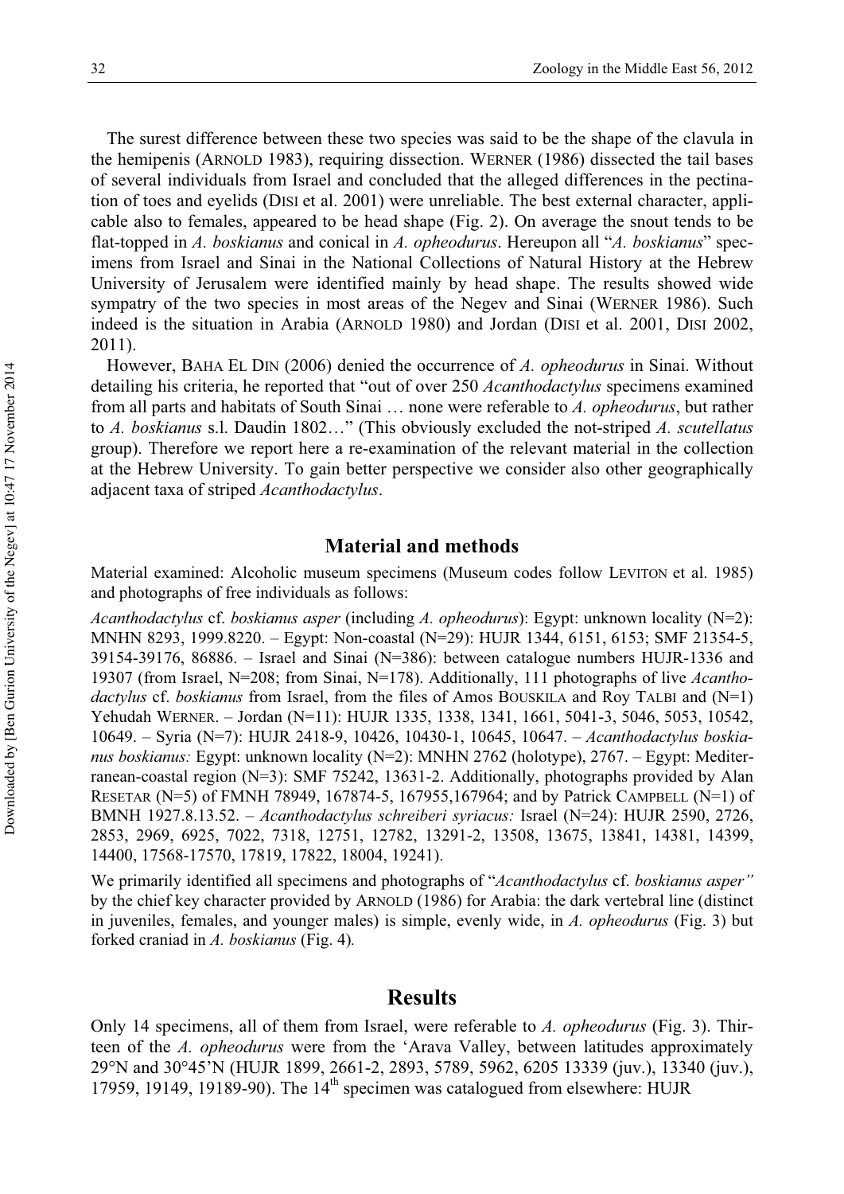The surest difference between these two species was said to be the shape of the clavula in the hemipenis (ARNOLD 1983), requiring dissection. WERNER (1986) dissected the tail bases of several individuals from Israel and concluded that the alleged differences in the pectination of toes and eyelids (DISI et al. 2001) were unreliable. The best external character, applicable also to females, appeared to be head shape (Fig. 2). On average the snout tends to be flat-topped in *A. boskianus* and conical in *A. opheodurus*. Hereupon all "*A. boskianus*" specimens from Israel and Sinai in the National Collections of Natural History at the Hebrew University of Jerusalem were identified mainly by head shape. The results showed wide sympatry of the two species in most areas of the Negev and Sinai (WERNER 1986). Such indeed is the situation in Arabia (ARNOLD 1980) and Jordan (DISI et al. 2001, DISI 2002, 2011).

However, BAHA EL DIN (2006) denied the occurrence of *A. opheodurus* in Sinai. Without detailing his criteria, he reported that "out of over 250 *Acanthodactylus* specimens examined from all parts and habitats of South Sinai … none were referable to *A. opheodurus*, but rather to *A. boskianus* s.l. Daudin 1802…" (This obviously excluded the not-striped *A. scutellatus* group). Therefore we report here a re-examination of the relevant material in the collection at the Hebrew University. To gain better perspective we consider also other geographically adjacent taxa of striped *Acanthodactylus*.

## Material and methods

Material examined: Alcoholic museum specimens (Museum codes follow LEVITON et al. 1985) and photographs of free individuals as follows:

*Acanthodactylus* cf. *boskianus asper* (including *A. opheodurus*): Egypt: unknown locality (N=2): MNHN 8293, 1999.8220. – Egypt: Non-coastal (N=29): HUJR 1344, 6151, 6153; SMF 21354-5, 39154-39176, 86886. – Israel and Sinai (N=386): between catalogue numbers HUJR-1336 and 19307 (from Israel, N=208; from Sinai, N=178). Additionally, 111 photographs of live *Acanthodactylus* cf. *boskianus* from Israel, from the files of Amos BOUSKILA and Roy TALBI and (N=1) Yehudah WERNER. – Jordan (N=11): HUJR 1335, 1338, 1341, 1661, 5041-3, 5046, 5053, 10542, 10649. – Syria (N=7): HUJR 2418-9, 10426, 10430-1, 10645, 10647. – *Acanthodactylus boskianus boskianus:* Egypt: unknown locality (N=2): MNHN 2762 (holotype), 2767. – Egypt: Mediterranean-coastal region (N=3): SMF 75242, 13631-2. Additionally, photographs provided by Alan RESETAR (N=5) of FMNH 78949, 167874-5, 167955,167964; and by Patrick CAMPBELL (N=1) of BMNH 1927.8.13.52. – *Acanthodactylus schreiberi syriacus:* Israel (N=24): HUJR 2590, 2726, 2853, 2969, 6925, 7022, 7318, 12751, 12782, 13291-2, 13508, 13675, 13841, 14381, 14399, 14400, 17568-17570, 17819, 17822, 18004, 19241).

We primarily identified all specimens and photographs of "*Acanthodactylus* cf. *boskianus asper"* by the chief key character provided by ARNOLD (1986) for Arabia: the dark vertebral line (distinct in juveniles, females, and younger males) is simple, evenly wide, in *A. opheodurus* (Fig. 3) but forked craniad in *A. boskianus* (Fig. 4).

## Results

Only 14 specimens, all of them from Israel, were referable to *A. opheodurus* (Fig. 3). Thirteen of the *A. opheodurus* were from the 'Arava Valley, between latitudes approximately 29°N and 30°45'N (HUJR 1899, 2661-2, 2893, 5789, 5962, 6205 13339 (juv.), 13340 (juv.), 17959, 19149, 19189-90). The 14th specimen was catalogued from elsewhere: HUJR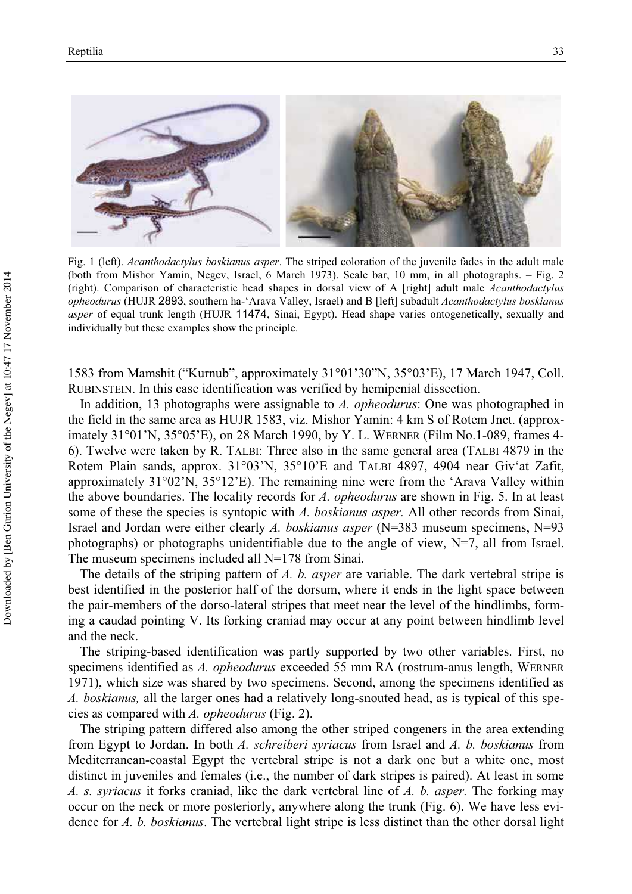Fig. 1 (left). *Acanthodactylus boskianus asper*. The striped coloration of the juvenile fades in the adult male (both from Mishor Yamin, Negev, Israel, 6 March 1973). Scale bar, 10 mm, in all photographs. – Fig. 2 (right). Comparison of characteristic head shapes in dorsal view of A [right] adult male *Acanthodactylus opheodurus* (HUJR 2893, southern ha-'Arava Valley, Israel) and B [left] subadult *Acanthodactylus boskianus asper* of equal trunk length (HUJR 11474, Sinai, Egypt). Head shape varies ontogenetically, sexually and individually but these examples show the principle.

1583 from Mamshit ("Kurnub", approximately 31°01'30"N, 35°03'E), 17 March 1947, Coll. RUBINSTEIN. In this case identification was verified by hemipenial dissection.

In addition, 13 photographs were assignable to *A. opheodurus*: One was photographed in the field in the same area as HUJR 1583, viz. Mishor Yamin: 4 km S of Rotem Jnct. (approximately 31°01'N, 35°05'E), on 28 March 1990, by Y. L. WERNER (Film No.1-089, frames 4-6). Twelve were taken by R. TALBI: Three also in the same general area (TALBI 4879 in the Rotem Plain sands, approx. 31°03'N, 35°10'E and TALBI 4897, 4904 near Giv'at Zafit, approximately 31°02'N, 35°12'E). The remaining nine were from the 'Arava Valley within the above boundaries. The locality records for *A. opheodurus* are shown in Fig. 5. In at least some of these the species is syntopic with *A. boskianus asper.* All other records from Sinai, Israel and Jordan were either clearly *A. boskianus asper* (N=383 museum specimens, N=93 photographs) or photographs unidentifiable due to the angle of view, N=7, all from Israel. The museum specimens included all N=178 from Sinai.

The details of the striping pattern of *A. b. asper* are variable. The dark vertebral stripe is best identified in the posterior half of the dorsum, where it ends in the light space between the pair-members of the dorso-lateral stripes that meet near the level of the hindlimbs, forming a caudad pointing V. Its forking craniad may occur at any point between hindlimb level and the neck.

The striping-based identification was partly supported by two other variables. First, no specimens identified as *A. opheodurus* exceeded 55 mm RA (rostrum-anus length, WERNER 1971), which size was shared by two specimens. Second, among the specimens identified as *A. boskianus,* all the larger ones had a relatively long-snouted head, as is typical of this species as compared with *A. opheodurus* (Fig. 2).

The striping pattern differed also among the other striped congeners in the area extending from Egypt to Jordan. In both *A. schreiberi syriacus* from Israel and *A. b. boskianus* from Mediterranean-coastal Egypt the vertebral stripe is not a dark one but a white one, most distinct in juveniles and females (i.e., the number of dark stripes is paired). At least in some *A. s. syriacus* it forks craniad, like the dark vertebral line of *A. b. asper.* The forking may occur on the neck or more posteriorly, anywhere along the trunk (Fig. 6). We have less evidence for *A. b. boskianus*. The vertebral light stripe is less distinct than the other dorsal light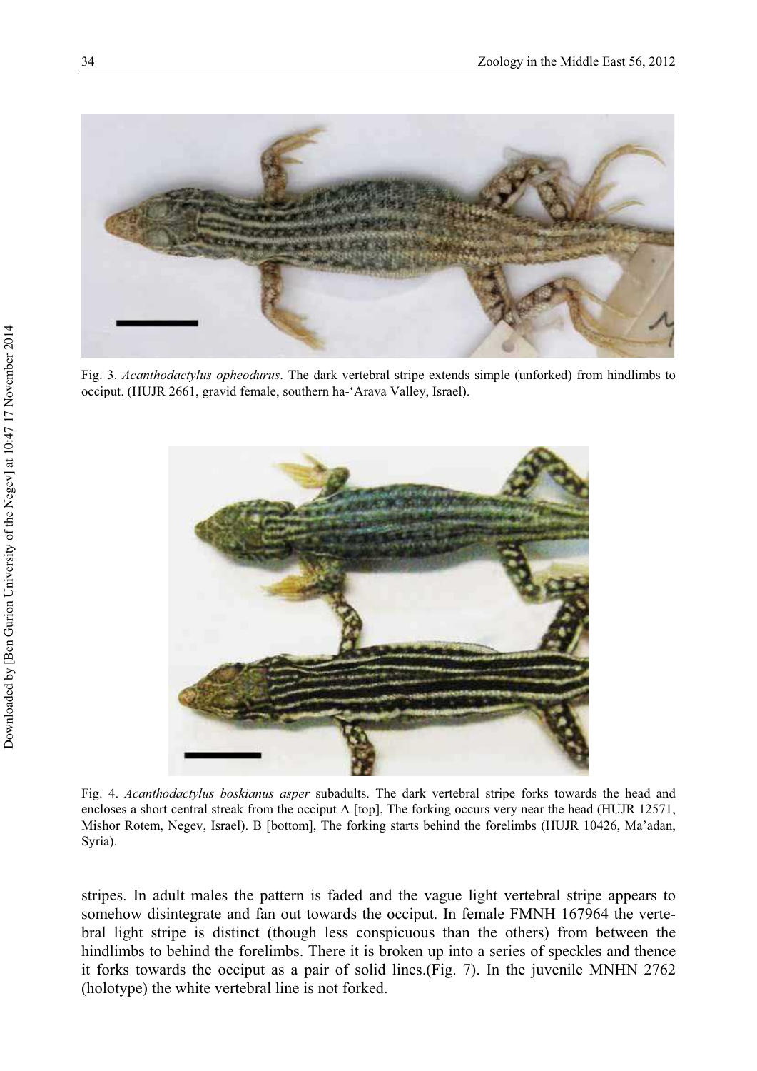Fig. 3. *Acanthodactylus opheodurus*. The dark vertebral stripe extends simple (unforked) from hindlimbs to occiput. (HUJR 2661, gravid female, southern ha-'Arava Valley, Israel).

Fig. 4. *Acanthodactylus boskianus asper* subadults. The dark vertebral stripe forks towards the head and encloses a short central streak from the occiput A [top], The forking occurs very near the head (HUJR 12571, Mishor Rotem, Negev, Israel). B [bottom], The forking starts behind the forelimbs (HUJR 10426, Ma'adan, Syria).

stripes. In adult males the pattern is faded and the vague light vertebral stripe appears to somehow disintegrate and fan out towards the occiput. In female FMNH 167964 the vertebral light stripe is distinct (though less conspicuous than the others) from between the hindlimbs to behind the forelimbs. There it is broken up into a series of speckles and thence it forks towards the occiput as a pair of solid lines.(Fig. 7). In the juvenile MNHN 2762 (holotype) the white vertebral line is not forked.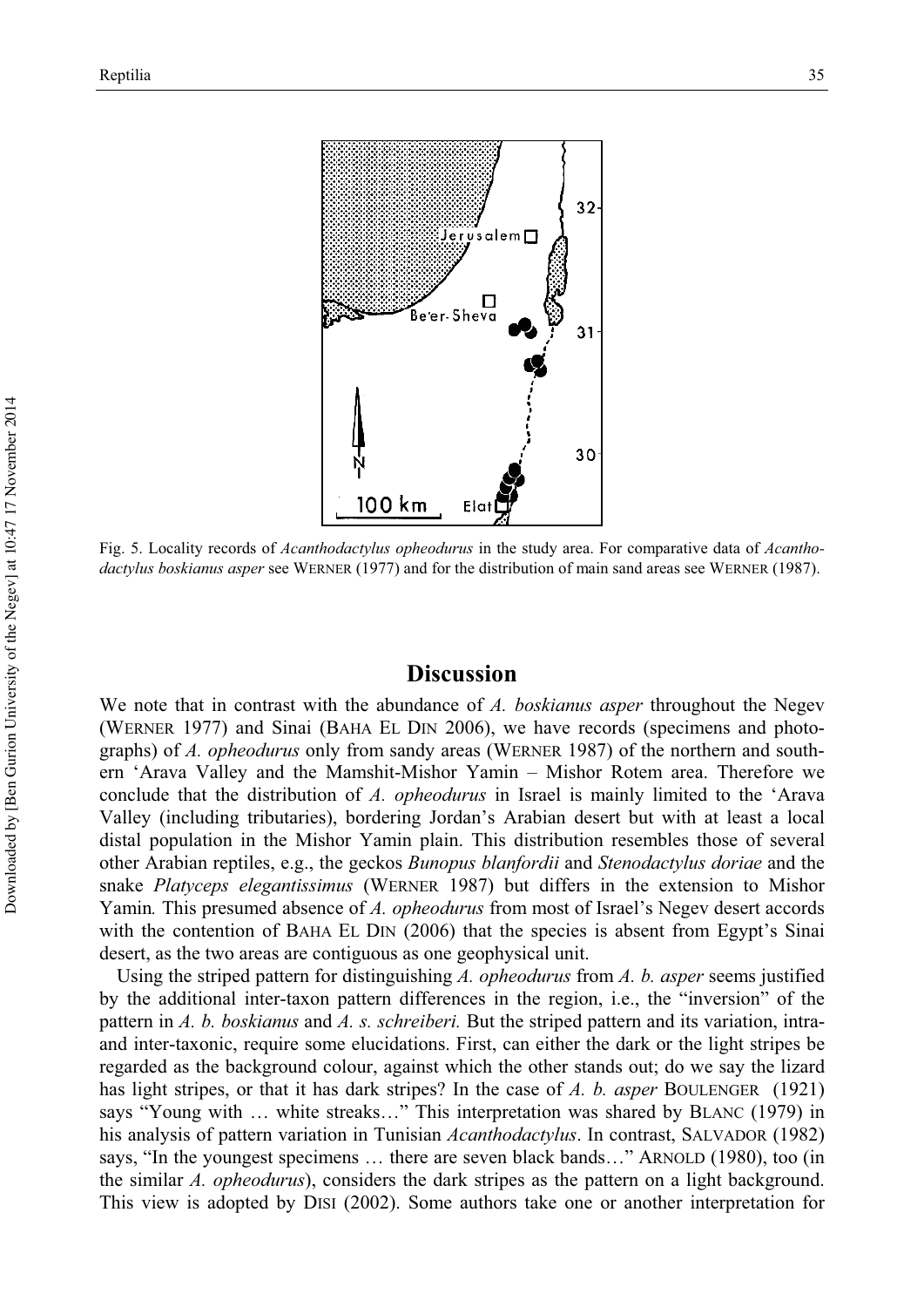Fig. 5. Locality records of *Acanthodactylus opheodurus* in the study area. For comparative data of *Acanthodactylus boskianus asper* see WERNER (1977) and for the distribution of main sand areas see WERNER (1987).

## Discussion

We note that in contrast with the abundance of *A. boskianus asper* throughout the Negev (WERNER 1977) and Sinai (BAHA EL DIN 2006), we have records (specimens and photographs) of *A. opheodurus* only from sandy areas (WERNER 1987) of the northern and southern 'Arava Valley and the Mamshit-Mishor Yamin – Mishor Rotem area. Therefore we conclude that the distribution of *A. opheodurus* in Israel is mainly limited to the 'Arava Valley (including tributaries), bordering Jordan's Arabian desert but with at least a local distal population in the Mishor Yamin plain. This distribution resembles those of several other Arabian reptiles, e.g., the geckos *Bunopus blanfordii* and *Stenodactylus doriae* and the snake *Platyceps elegantissimus* (WERNER 1987) but differs in the extension to Mishor Yamin. This presumed absence of *A. opheodurus* from most of Israel's Negev desert accords with the contention of BAHA EL DIN (2006) that the species is absent from Egypt's Sinai desert, as the two areas are contiguous as one geophysical unit.

Using the striped pattern for distinguishing *A. opheodurus* from *A. b. asper* seems justified by the additional inter-taxon pattern differences in the region, i.e., the "inversion" of the pattern in *A. b. boskianus* and *A. s. schreiberi.* But the striped pattern and its variation, intra- and inter-taxonic, require some elucidations. First, can either the dark or the light stripes be regarded as the background colour, against which the other stands out; do we say the lizard has light stripes, or that it has dark stripes? In the case of *A. b. asper* BOULENGER (1921) says "Young with … white streaks…" This interpretation was shared by BLANC (1979) in his analysis of pattern variation in Tunisian *Acanthodactylus*. In contrast, SALVADOR (1982) says, "In the youngest specimens … there are seven black bands…" ARNOLD (1980), too (in the similar *A. opheodurus*), considers the dark stripes as the pattern on a light background. This view is adopted by DISI (2002). Some authors take one or another interpretation for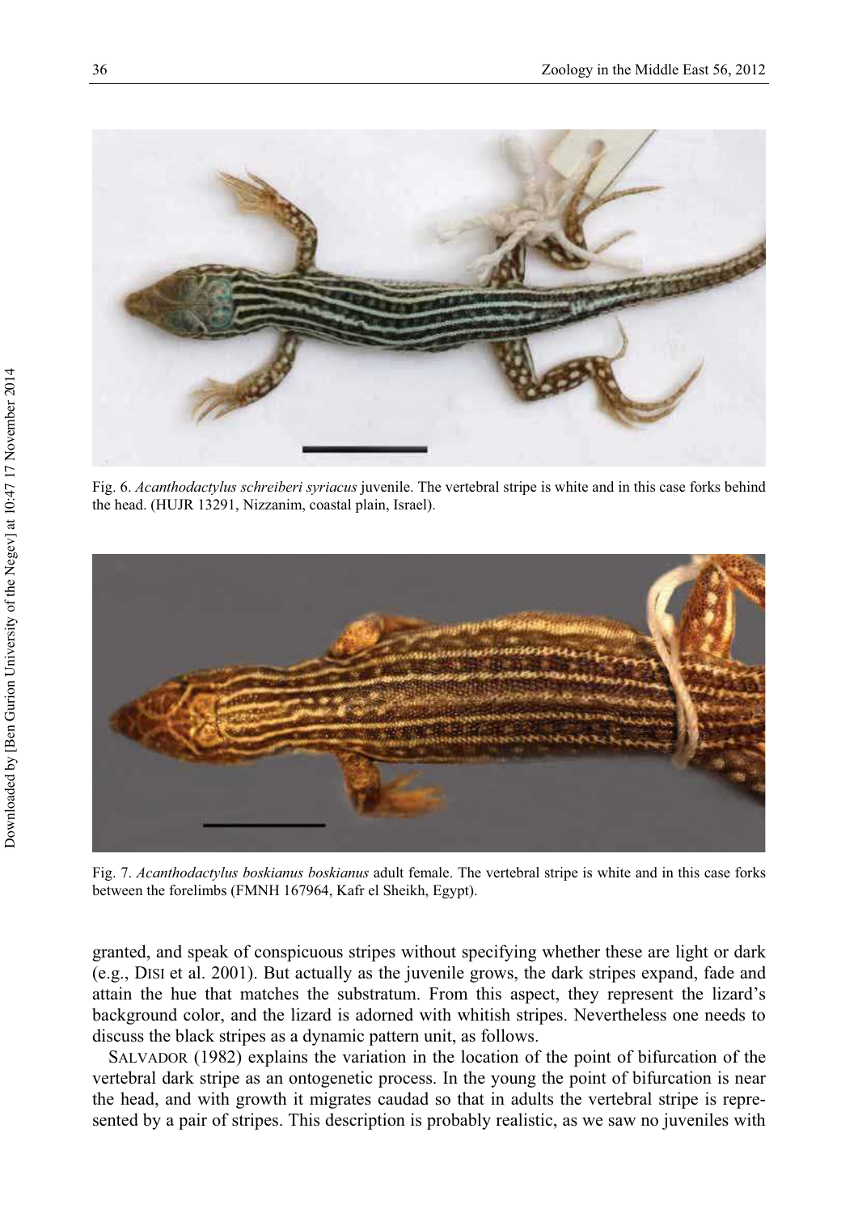Fig. 6. *Acanthodactylus schreiberi syriacus* juvenile. The vertebral stripe is white and in this case forks behind the head. (HUJR 13291, Nizzanim, coastal plain, Israel).

Fig. 7. *Acanthodactylus boskianus boskianus* adult female. The vertebral stripe is white and in this case forks between the forelimbs (FMNH 167964, Kafr el Sheikh, Egypt).

granted, and speak of conspicuous stripes without specifying whether these are light or dark (e.g., DISI et al. 2001). But actually as the juvenile grows, the dark stripes expand, fade and attain the hue that matches the substratum. From this aspect, they represent the lizard's background color, and the lizard is adorned with whitish stripes. Nevertheless one needs to discuss the black stripes as a dynamic pattern unit, as follows.

SALVADOR (1982) explains the variation in the location of the point of bifurcation of the vertebral dark stripe as an ontogenetic process. In the young the point of bifurcation is near the head, and with growth it migrates caudad so that in adults the vertebral stripe is represented by a pair of stripes. This description is probably realistic, as we saw no juveniles with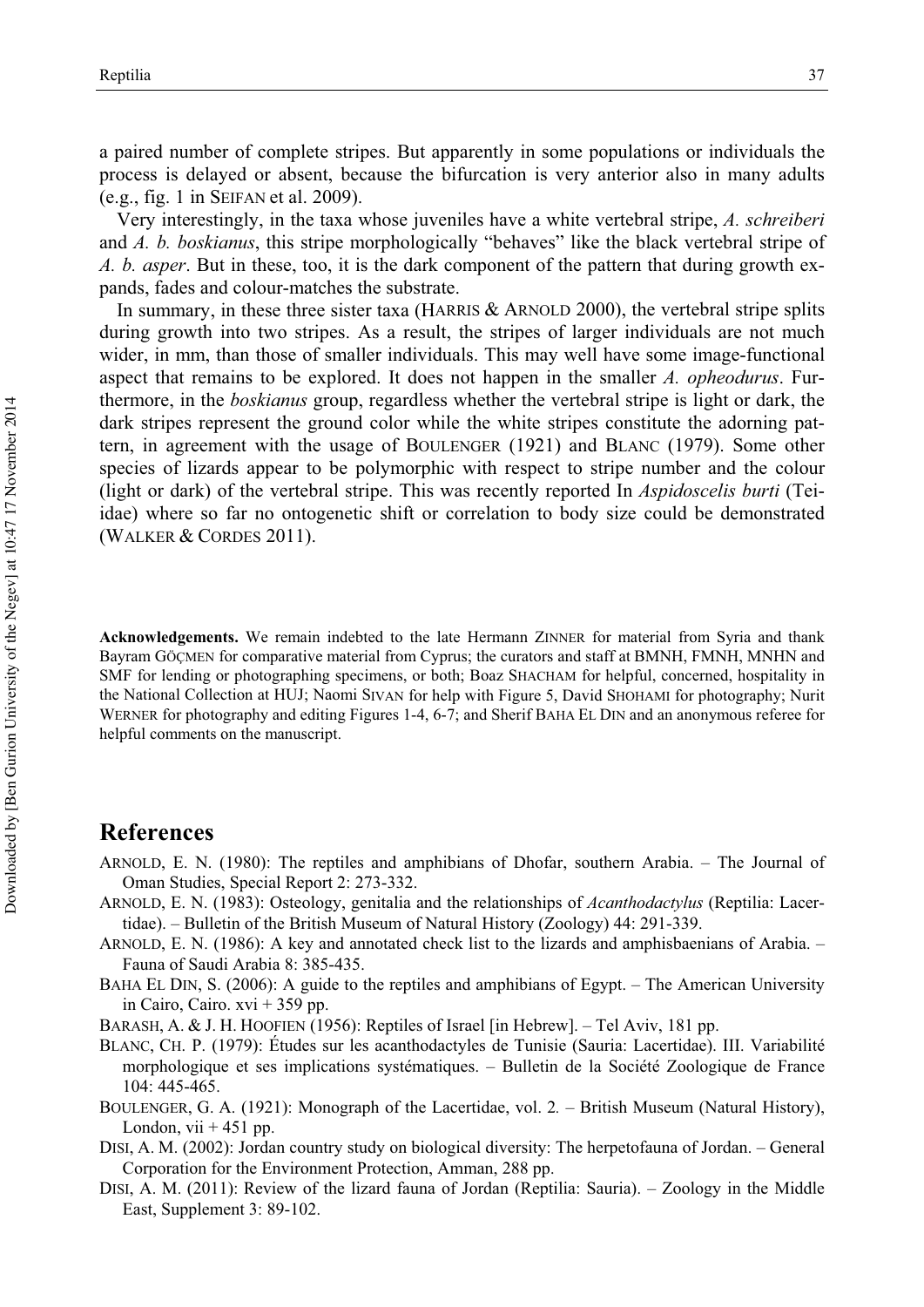a paired number of complete stripes. But apparently in some populations or individuals the process is delayed or absent, because the bifurcation is very anterior also in many adults (e.g., fig. 1 in SEIFAN et al. 2009).

Very interestingly, in the taxa whose juveniles have a white vertebral stripe, *A. schreiberi* and *A. b. boskianus*, this stripe morphologically "behaves" like the black vertebral stripe of *A. b. asper*. But in these, too, it is the dark component of the pattern that during growth expands, fades and colour-matches the substrate.

In summary, in these three sister taxa (HARRIS & ARNOLD 2000), the vertebral stripe splits during growth into two stripes. As a result, the stripes of larger individuals are not much wider, in mm, than those of smaller individuals. This may well have some image-functional aspect that remains to be explored. It does not happen in the smaller *A. opheodurus*. Furthermore, in the *boskianus* group, regardless whether the vertebral stripe is light or dark, the dark stripes represent the ground color while the white stripes constitute the adorning pattern, in agreement with the usage of BOULENGER (1921) and BLANC (1979). Some other species of lizards appear to be polymorphic with respect to stripe number and the colour (light or dark) of the vertebral stripe. This was recently reported In *Aspidoscelis burti* (Teiidae) where so far no ontogenetic shift or correlation to body size could be demonstrated (WALKER & CORDES 2011).

**Acknowledgements.** We remain indebted to the late Hermann ZINNER for material from Syria and thank Bayram GÖÇMEN for comparative material from Cyprus; the curators and staff at BMNH, FMNH, MNHN and SMF for lending or photographing specimens, or both; Boaz SHACHAM for helpful, concerned, hospitality in the National Collection at HUJ; Naomi SIVAN for help with Figure 5, David SHOHAMI for photography; Nurit WERNER for photography and editing Figures 1-4, 6-7; and Sherif BAHA EL DIN and an anonymous referee for helpful comments on the manuscript.

## References

ARNOLD, E. N. (1980): The reptiles and amphibians of Dhofar, southern Arabia. – The Journal of Oman Studies, Special Report 2: 273-332.

ARNOLD, E. N. (1983): Osteology, genitalia and the relationships of *Acanthodactylus* (Reptilia: Lacertidae). – Bulletin of the British Museum of Natural History (Zoology) 44: 291-339.

ARNOLD, E. N. (1986): A key and annotated check list to the lizards and amphisbaenians of Arabia. – Fauna of Saudi Arabia 8: 385-435.

BAHA EL DIN, S. (2006): A guide to the reptiles and amphibians of Egypt. – The American University in Cairo, Cairo. xvi + 359 pp.

BARASH, A. & J. H. HOOFIEN (1956): Reptiles of Israel [in Hebrew]. – Tel Aviv, 181 pp.

BLANC, CH. P. (1979): Études sur les acanthodactyles de Tunisie (Sauria: Lacertidae). III. Variabilité morphologique et ses implications systématiques. – Bulletin de la Société Zoologique de France 104: 445-465.

BOULENGER, G. A. (1921): Monograph of the Lacertidae, vol. 2. – British Museum (Natural History), London, vii + 451 pp.

DISI, A. M. (2002): Jordan country study on biological diversity: The herpetofauna of Jordan. – General Corporation for the Environment Protection, Amman, 288 pp.

DISI, A. M. (2011): Review of the lizard fauna of Jordan (Reptilia: Sauria). – Zoology in the Middle East, Supplement 3: 89-102.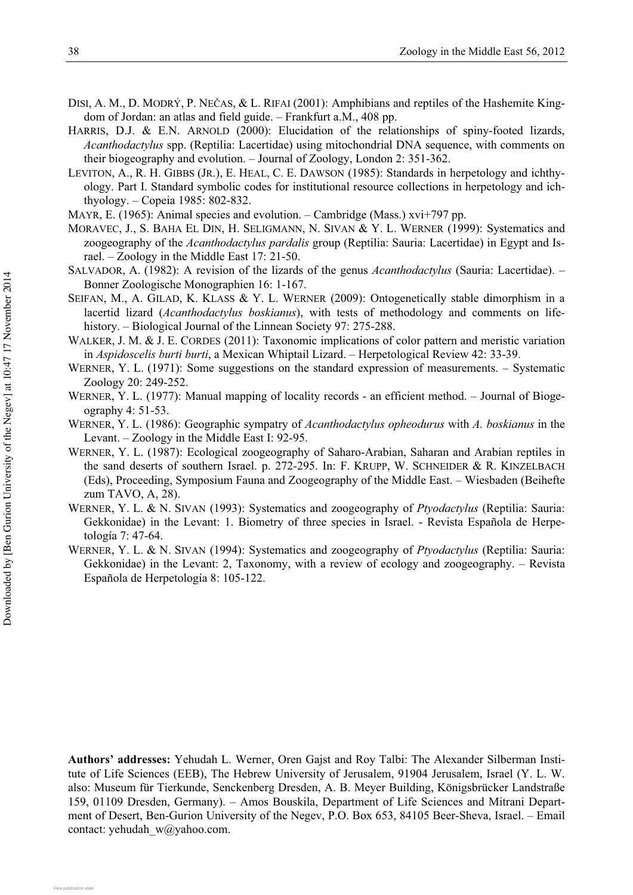DISI, A. M., D. MODRÝ, P. NEČAS, & L. RIFAI (2001): Amphibians and reptiles of the Hashemite Kingdom of Jordan: an atlas and field guide. – Frankfurt a.M., 408 pp.

HARRIS, D.J. & E.N. ARNOLD (2000): Elucidation of the relationships of spiny-footed lizards, *Acanthodactylus* spp. (Reptilia: Lacertidae) using mitochondrial DNA sequence, with comments on their biogeography and evolution. – Journal of Zoology, London 2: 351-362.

LEVITON, A., R. H. GIBBS (JR.), E. HEAL, C. E. DAWSON (1985): Standards in herpetology and ichthyology. Part I. Standard symbolic codes for institutional resource collections in herpetology and ichthyology. – Copeia 1985: 802-832.

MAYR, E. (1965): Animal species and evolution. – Cambridge (Mass.) xvi+797 pp.

MORAVEC, J., S. BAHA EL DIN, H. SELIGMANN, N. SIVAN & Y. L. WERNER (1999): Systematics and zoogeography of the *Acanthodactylus pardalis* group (Reptilia: Sauria: Lacertidae) in Egypt and Israel. – Zoology in the Middle East 17: 21-50.

SALVADOR, A. (1982): A revision of the lizards of the genus *Acanthodactylus* (Sauria: Lacertidae). – Bonner Zoologische Monographien 16: 1-167.

SEIFAN, M., A. GILAD, K. KLASS & Y. L. WERNER (2009): Ontogenetically stable dimorphism in a lacertid lizard (*Acanthodactylus boskianus*), with tests of methodology and comments on life-history. – Biological Journal of the Linnean Society 97: 275-288.

WALKER, J. M. & J. E. CORDES (2011): Taxonomic implications of color pattern and meristic variation in *Aspidoscelis burti burti*, a Mexican Whiptail Lizard. – Herpetological Review 42: 33-39.

WERNER, Y. L. (1971): Some suggestions on the standard expression of measurements. – Systematic Zoology 20: 249-252.

WERNER, Y. L. (1977): Manual mapping of locality records - an efficient method. – Journal of Biogeography 4: 51-53.

WERNER, Y. L. (1986): Geographic sympatry of *Acanthodactylus opheodurus* with *A. boskianus* in the Levant. – Zoology in the Middle East I: 92-95.

WERNER, Y. L. (1987): Ecological zoogeography of Saharo-Arabian, Saharan and Arabian reptiles in the sand deserts of southern Israel. p. 272-295. In: F. KRUPP, W. SCHNEIDER & R. KINZELBACH (Eds), Proceeding, Symposium Fauna and Zoogeography of the Middle East. – Wiesbaden (Beihefte zum TAVO, A, 28).

WERNER, Y. L. & N. SIVAN (1993): Systematics and zoogeography of *Ptyodactylus* (Reptilia: Sauria: Gekkonidae) in the Levant: 1. Biometry of three species in Israel. - Revista Española de Herpetología 7: 47-64.

WERNER, Y. L. & N. SIVAN (1994): Systematics and zoogeography of *Ptyodactylus* (Reptilia: Sauria: Gekkonidae) in the Levant: 2, Taxonomy, with a review of ecology and zoogeography. – Revista Española de Herpetología 8: 105-122.

**Authors' addresses:** Yehudah L. Werner, Oren Gajst and Roy Talbi: The Alexander Silberman Institute of Life Sciences (EEB), The Hebrew University of Jerusalem, 91904 Jerusalem, Israel (Y. L. W. also: Museum für Tierkunde, Senckenberg Dresden, A. B. Meyer Building, Königsbrücker Landstraße 159, 01109 Dresden, Germany). – Amos Bouskila, Department of Life Sciences and Mitrani Department of Desert, Ben-Gurion University of the Negev, P.O. Box 653, 84105 Beer-Sheva, Israel. – Email contact: yehudah_w@yahoo.com.